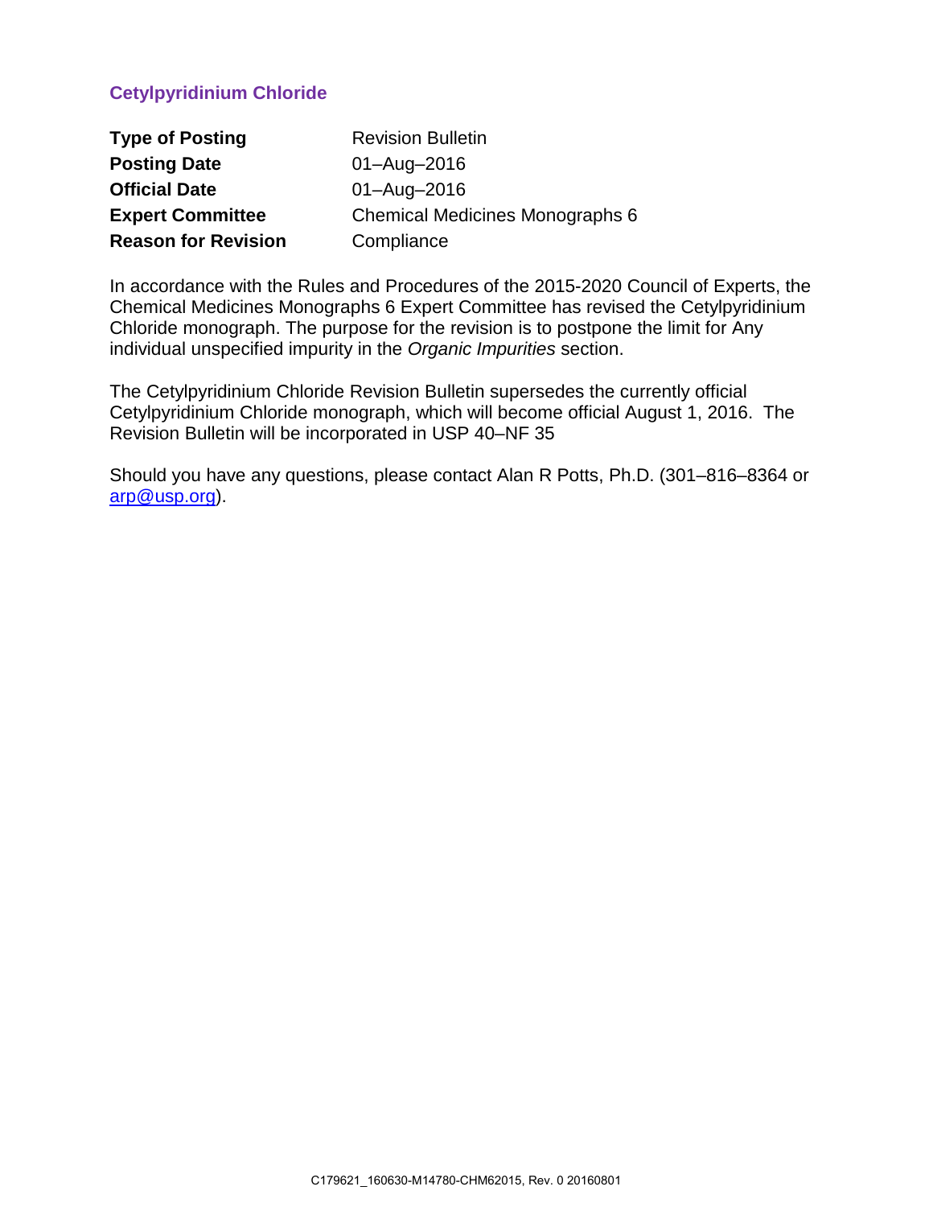# Cetylpyridinium Chloride

| | |
|---|---|
| **Type of Posting** | Revision Bulletin |
| **Posting Date** | 01–Aug–2016 |
| **Official Date** | 01–Aug–2016 |
| **Expert Committee** | Chemical Medicines Monographs 6 |
| **Reason for Revision** | Compliance |

In accordance with the Rules and Procedures of the 2015-2020 Council of Experts, the Chemical Medicines Monographs 6 Expert Committee has revised the Cetylpyridinium Chloride monograph. The purpose for the revision is to postpone the limit for Any individual unspecified impurity in the *Organic Impurities* section.

The Cetylpyridinium Chloride Revision Bulletin supersedes the currently official Cetylpyridinium Chloride monograph, which will become official August 1, 2016. The Revision Bulletin will be incorporated in USP 40–NF 35

Should you have any questions, please contact Alan R Potts, Ph.D. (301–816–8364 or arp@usp.org).

C179621_160630-M14780-CHM62015, Rev. 0 20160801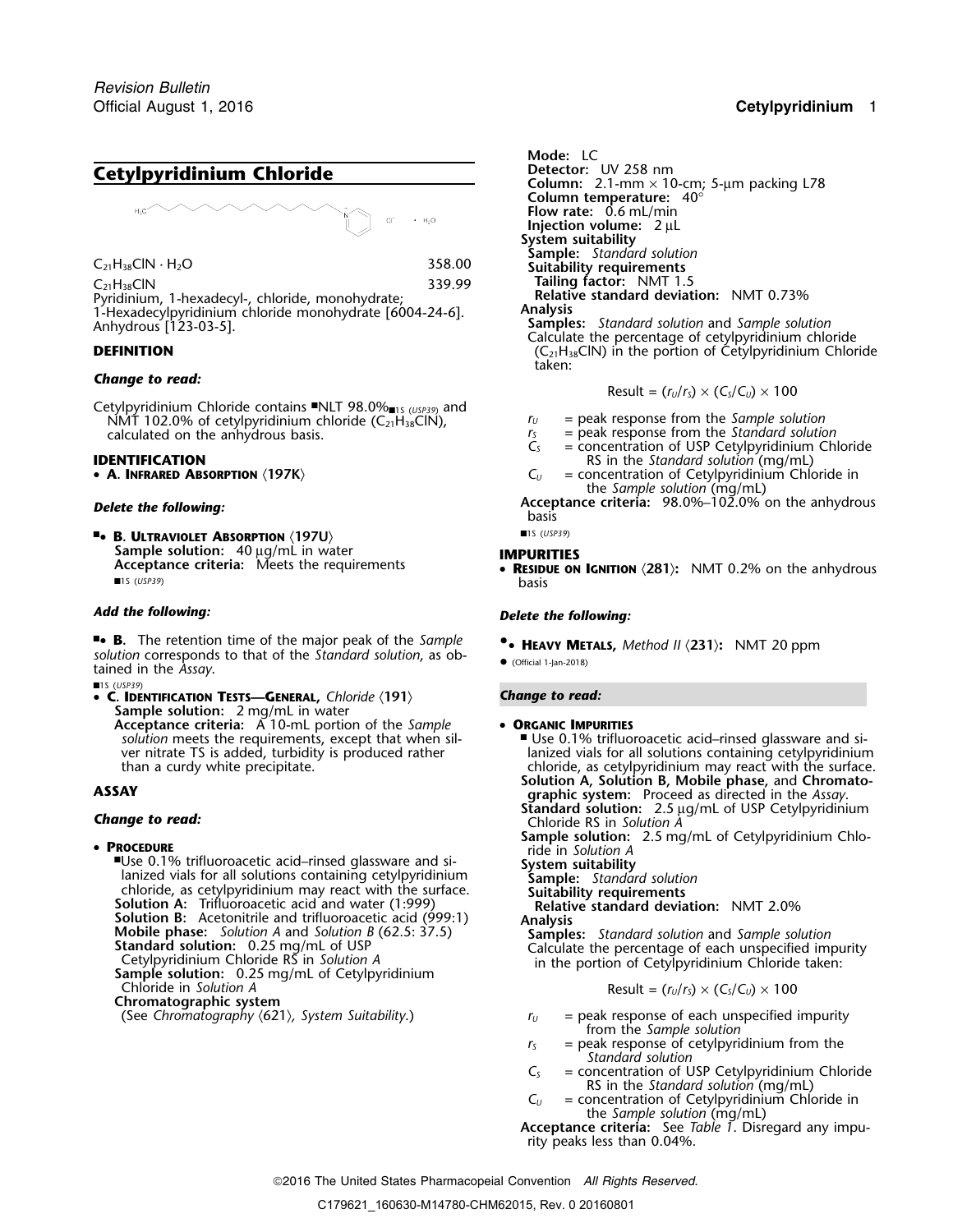# Cetylpyridinium Chloride

$C_{21}H_{38}ClN \cdot H_2O$ 358.00

$C_{21}H_{38}ClN$ 339.99

Pyridinium, 1-hexadecyl-, chloride, monohydrate;
1-Hexadecylpyridinium chloride monohydrate [6004-24-6].
Anhydrous [123-03-5].

## DEFINITION

***Change to read:***

Cetylpyridinium Chloride contains ■NLT 98.0%■1S (USP39) and NMT 102.0% of cetylpyridinium chloride ($C_{21}H_{38}ClN$), calculated on the anhydrous basis.

## IDENTIFICATION

- **A. Infrared Absorption** 〈197K〉

***Delete the following:***

■• **B. Ultraviolet Absorption** 〈197U〉
**Sample solution:** 40 µg/mL in water
**Acceptance criteria:** Meets the requirements
■1S (USP39)

***Add the following:***

■• **B.** The retention time of the major peak of the *Sample solution* corresponds to that of the *Standard solution*, as obtained in the *Assay*.
■1S (USP39)

- **C. Identification Tests—General,** *Chloride* 〈191〉
**Sample solution:** 2 mg/mL in water
**Acceptance criteria:** A 10-mL portion of the *Sample solution* meets the requirements, except that when silver nitrate TS is added, turbidity is produced rather than a curdy white precipitate.

## ASSAY

***Change to read:***

- **Procedure**
■Use 0.1% trifluoroacetic acid–rinsed glassware and silanized vials for all solutions containing cetylpyridinium chloride, as cetylpyridinium may react with the surface.
**Solution A:** Trifluoroacetic acid and water (1:999)
**Solution B:** Acetonitrile and trifluoroacetic acid (999:1)
**Mobile phase:** *Solution A* and *Solution B* (62.5: 37.5)
**Standard solution:** 0.25 mg/mL of USP Cetylpyridinium Chloride RS in *Solution A*
**Sample solution:** 0.25 mg/mL of Cetylpyridinium Chloride in *Solution A*
**Chromatographic system**
(See *Chromatography* 〈621〉*, System Suitability*.)
**Mode:** LC
**Detector:** UV 258 nm
**Column:** 2.1-mm × 10-cm; 5-µm packing L78
**Column temperature:** 40°
**Flow rate:** 0.6 mL/min
**Injection volume:** 2 µL
**System suitability**
**Sample:** *Standard solution*
**Suitability requirements**
**Tailing factor:** NMT 1.5
**Relative standard deviation:** NMT 0.73%
**Analysis**
**Samples:** *Standard solution* and *Sample solution*
Calculate the percentage of cetylpyridinium chloride ($C_{21}H_{38}ClN$) in the portion of Cetylpyridinium Chloride taken:

$$\text{Result} = (r_U/r_S) \times (C_S/C_U) \times 100$$

$r_U$ = peak response from the *Sample solution*
$r_S$ = peak response from the *Standard solution*
$C_S$ = concentration of USP Cetylpyridinium Chloride RS in the *Standard solution* (mg/mL)
$C_U$ = concentration of Cetylpyridinium Chloride in the *Sample solution* (mg/mL)

**Acceptance criteria:** 98.0%–102.0% on the anhydrous basis
■1S (USP39)

## IMPURITIES

- **Residue on Ignition** 〈281〉**:** NMT 0.2% on the anhydrous basis

***Delete the following:***

•• **Heavy Metals,** *Method II* 〈231〉**:** NMT 20 ppm
• (Official 1-Jan-2018)

***Change to read:***

- **Organic Impurities**
■Use 0.1% trifluoroacetic acid–rinsed glassware and silanized vials for all solutions containing cetylpyridinium chloride, as cetylpyridinium may react with the surface.
**Solution A, Solution B, Mobile phase,** and **Chromatographic system:** Proceed as directed in the *Assay*.
**Standard solution:** 2.5 µg/mL of USP Cetylpyridinium Chloride RS in *Solution A*
**Sample solution:** 2.5 mg/mL of Cetylpyridinium Chloride in *Solution A*
**System suitability**
**Sample:** *Standard solution*
**Suitability requirements**
**Relative standard deviation:** NMT 2.0%
**Analysis**
**Samples:** *Standard solution* and *Sample solution*
Calculate the percentage of each unspecified impurity in the portion of Cetylpyridinium Chloride taken:

$$\text{Result} = (r_U/r_S) \times (C_S/C_U) \times 100$$

$r_U$ = peak response of each unspecified impurity from the *Sample solution*
$r_S$ = peak response of cetylpyridinium from the *Standard solution*
$C_S$ = concentration of USP Cetylpyridinium Chloride RS in the *Standard solution* (mg/mL)
$C_U$ = concentration of Cetylpyridinium Chloride in the *Sample solution* (mg/mL)

**Acceptance criteria:** See *Table 1*. Disregard any impurity peaks less than 0.04%.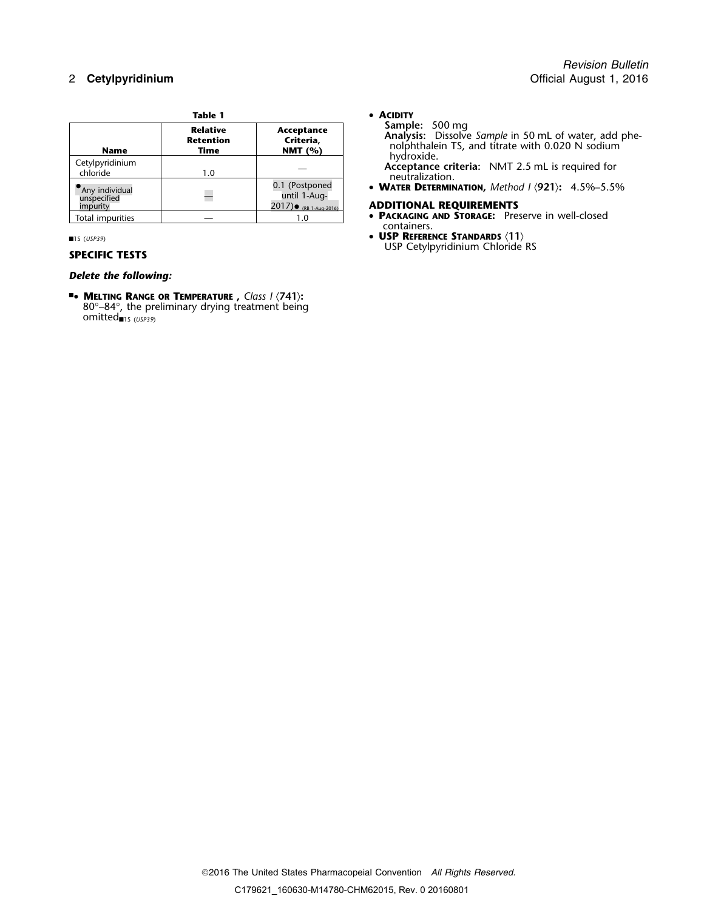**Table 1**

| Name | Relative Retention Time | Acceptance Criteria, NMT (%) |
|---|---|---|
| Cetylpyridinium chloride | 1.0 | — |
| ●Any individual unspecified impurity | — | 0.1 (Postponed until 1-Aug-2017)● (RB 1-Aug-2016) |
| Total impurities | — | 1.0 |

■1S (USP39)

### SPECIFIC TESTS

***Delete the following:***

■• **Melting Range or Temperature ,** *Class I* ⟨**741**⟩**:** 80°–84°, the preliminary drying treatment being omitted■1S (USP39)

• **Acidity**

**Sample:** 500 mg

**Analysis:** Dissolve *Sample* in 50 mL of water, add phenolphthalein TS, and titrate with 0.020 N sodium hydroxide.

**Acceptance criteria:** NMT 2.5 mL is required for neutralization.

• **Water Determination,** *Method I* ⟨**921**⟩**:** 4.5%–5.5%

### ADDITIONAL REQUIREMENTS

• **Packaging and Storage:** Preserve in well-closed containers.

• **USP Reference Standards** ⟨**11**⟩

USP Cetylpyridinium Chloride RS